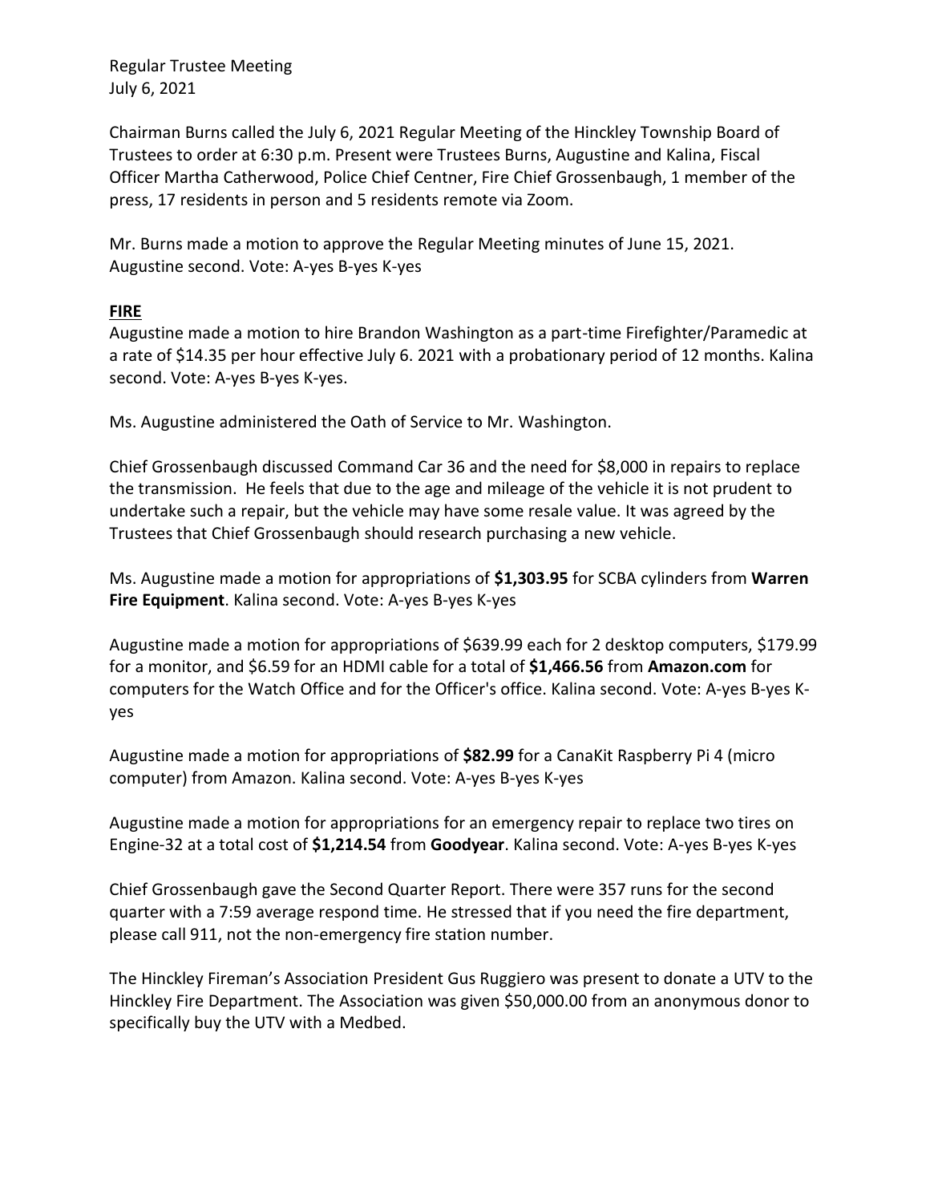Regular Trustee Meeting
July 6, 2021

Chairman Burns called the July 6, 2021 Regular Meeting of the Hinckley Township Board of Trustees to order at 6:30 p.m. Present were Trustees Burns, Augustine and Kalina, Fiscal Officer Martha Catherwood, Police Chief Centner, Fire Chief Grossenbaugh, 1 member of the press, 17 residents in person and 5 residents remote via Zoom.

Mr. Burns made a motion to approve the Regular Meeting minutes of June 15, 2021. Augustine second. Vote: A-yes B-yes K-yes

**FIRE**

Augustine made a motion to hire Brandon Washington as a part-time Firefighter/Paramedic at a rate of $14.35 per hour effective July 6. 2021 with a probationary period of 12 months. Kalina second. Vote: A-yes B-yes K-yes.

Ms. Augustine administered the Oath of Service to Mr. Washington.

Chief Grossenbaugh discussed Command Car 36 and the need for $8,000 in repairs to replace the transmission. He feels that due to the age and mileage of the vehicle it is not prudent to undertake such a repair, but the vehicle may have some resale value. It was agreed by the Trustees that Chief Grossenbaugh should research purchasing a new vehicle.

Ms. Augustine made a motion for appropriations of **$1,303.95** for SCBA cylinders from **Warren Fire Equipment**. Kalina second. Vote: A-yes B-yes K-yes

Augustine made a motion for appropriations of $639.99 each for 2 desktop computers, $179.99 for a monitor, and $6.59 for an HDMI cable for a total of **$1,466.56** from **Amazon.com** for computers for the Watch Office and for the Officer's office. Kalina second. Vote: A-yes B-yes K-yes

Augustine made a motion for appropriations of **$82.99** for a CanaKit Raspberry Pi 4 (micro computer) from Amazon. Kalina second. Vote: A-yes B-yes K-yes

Augustine made a motion for appropriations for an emergency repair to replace two tires on Engine-32 at a total cost of **$1,214.54** from **Goodyear**. Kalina second. Vote: A-yes B-yes K-yes

Chief Grossenbaugh gave the Second Quarter Report. There were 357 runs for the second quarter with a 7:59 average respond time. He stressed that if you need the fire department, please call 911, not the non-emergency fire station number.

The Hinckley Fireman's Association President Gus Ruggiero was present to donate a UTV to the Hinckley Fire Department. The Association was given $50,000.00 from an anonymous donor to specifically buy the UTV with a Medbed.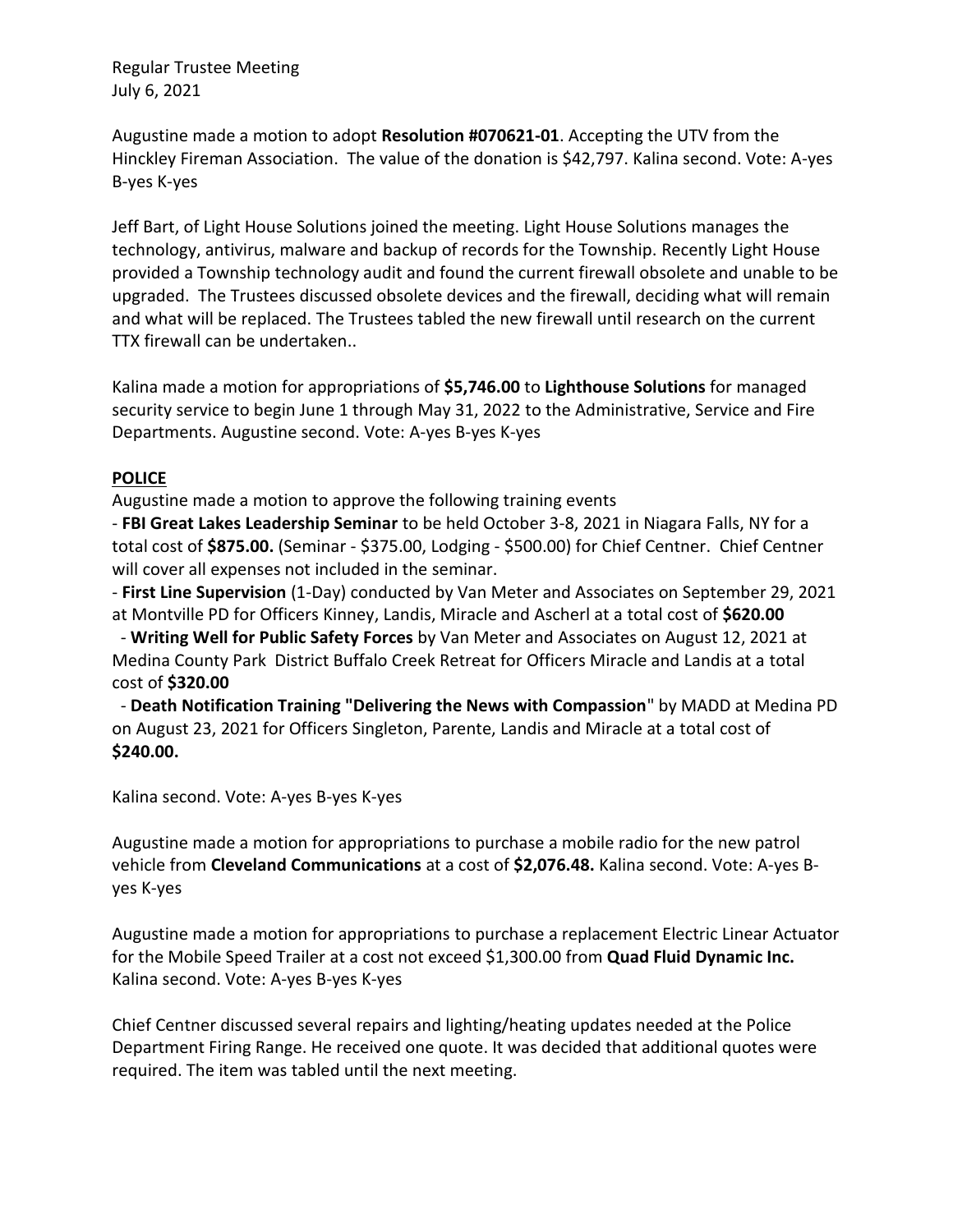Regular Trustee Meeting
July 6, 2021

Augustine made a motion to adopt **Resolution #070621-01**. Accepting the UTV from the Hinckley Fireman Association. The value of the donation is $42,797. Kalina second. Vote: A-yes B-yes K-yes

Jeff Bart, of Light House Solutions joined the meeting. Light House Solutions manages the technology, antivirus, malware and backup of records for the Township. Recently Light House provided a Township technology audit and found the current firewall obsolete and unable to be upgraded. The Trustees discussed obsolete devices and the firewall, deciding what will remain and what will be replaced. The Trustees tabled the new firewall until research on the current TTX firewall can be undertaken..

Kalina made a motion for appropriations of **$5,746.00** to **Lighthouse Solutions** for managed security service to begin June 1 through May 31, 2022 to the Administrative, Service and Fire Departments. Augustine second. Vote: A-yes B-yes K-yes

**POLICE**

Augustine made a motion to approve the following training events

- **FBI Great Lakes Leadership Seminar** to be held October 3-8, 2021 in Niagara Falls, NY for a total cost of **$875.00.** (Seminar - $375.00, Lodging - $500.00) for Chief Centner. Chief Centner will cover all expenses not included in the seminar.
- **First Line Supervision** (1-Day) conducted by Van Meter and Associates on September 29, 2021 at Montville PD for Officers Kinney, Landis, Miracle and Ascherl at a total cost of **$620.00**
- **Writing Well for Public Safety Forces** by Van Meter and Associates on August 12, 2021 at Medina County Park District Buffalo Creek Retreat for Officers Miracle and Landis at a total cost of **$320.00**
- **Death Notification Training "Delivering the News with Compassion**" by MADD at Medina PD on August 23, 2021 for Officers Singleton, Parente, Landis and Miracle at a total cost of **$240.00.**

Kalina second. Vote: A-yes B-yes K-yes

Augustine made a motion for appropriations to purchase a mobile radio for the new patrol vehicle from **Cleveland Communications** at a cost of **$2,076.48.** Kalina second. Vote: A-yes B-yes K-yes

Augustine made a motion for appropriations to purchase a replacement Electric Linear Actuator for the Mobile Speed Trailer at a cost not exceed $1,300.00 from **Quad Fluid Dynamic Inc.** Kalina second. Vote: A-yes B-yes K-yes

Chief Centner discussed several repairs and lighting/heating updates needed at the Police Department Firing Range. He received one quote. It was decided that additional quotes were required. The item was tabled until the next meeting.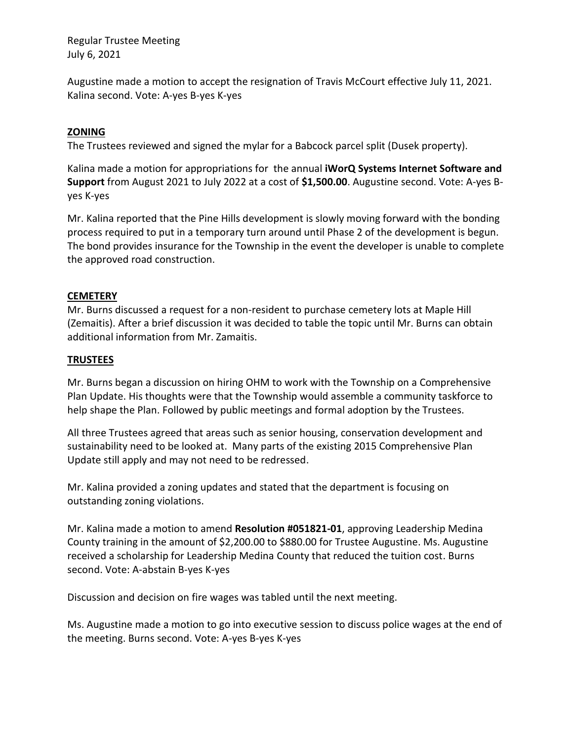Augustine made a motion to accept the resignation of Travis McCourt effective July 11, 2021. Kalina second. Vote: A-yes B-yes K-yes

## ZONING

The Trustees reviewed and signed the mylar for a Babcock parcel split (Dusek property).

Kalina made a motion for appropriations for the annual **iWorQ Systems Internet Software and Support** from August 2021 to July 2022 at a cost of **$1,500.00**. Augustine second. Vote: A-yes B-yes K-yes

Mr. Kalina reported that the Pine Hills development is slowly moving forward with the bonding process required to put in a temporary turn around until Phase 2 of the development is begun. The bond provides insurance for the Township in the event the developer is unable to complete the approved road construction.

## CEMETERY

Mr. Burns discussed a request for a non-resident to purchase cemetery lots at Maple Hill (Zemaitis). After a brief discussion it was decided to table the topic until Mr. Burns can obtain additional information from Mr. Zamaitis.

## TRUSTEES

Mr. Burns began a discussion on hiring OHM to work with the Township on a Comprehensive Plan Update. His thoughts were that the Township would assemble a community taskforce to help shape the Plan. Followed by public meetings and formal adoption by the Trustees.

All three Trustees agreed that areas such as senior housing, conservation development and sustainability need to be looked at. Many parts of the existing 2015 Comprehensive Plan Update still apply and may not need to be redressed.

Mr. Kalina provided a zoning updates and stated that the department is focusing on outstanding zoning violations.

Mr. Kalina made a motion to amend **Resolution #051821-01**, approving Leadership Medina County training in the amount of $2,200.00 to $880.00 for Trustee Augustine. Ms. Augustine received a scholarship for Leadership Medina County that reduced the tuition cost. Burns second. Vote: A-abstain B-yes K-yes

Discussion and decision on fire wages was tabled until the next meeting.

Ms. Augustine made a motion to go into executive session to discuss police wages at the end of the meeting. Burns second. Vote: A-yes B-yes K-yes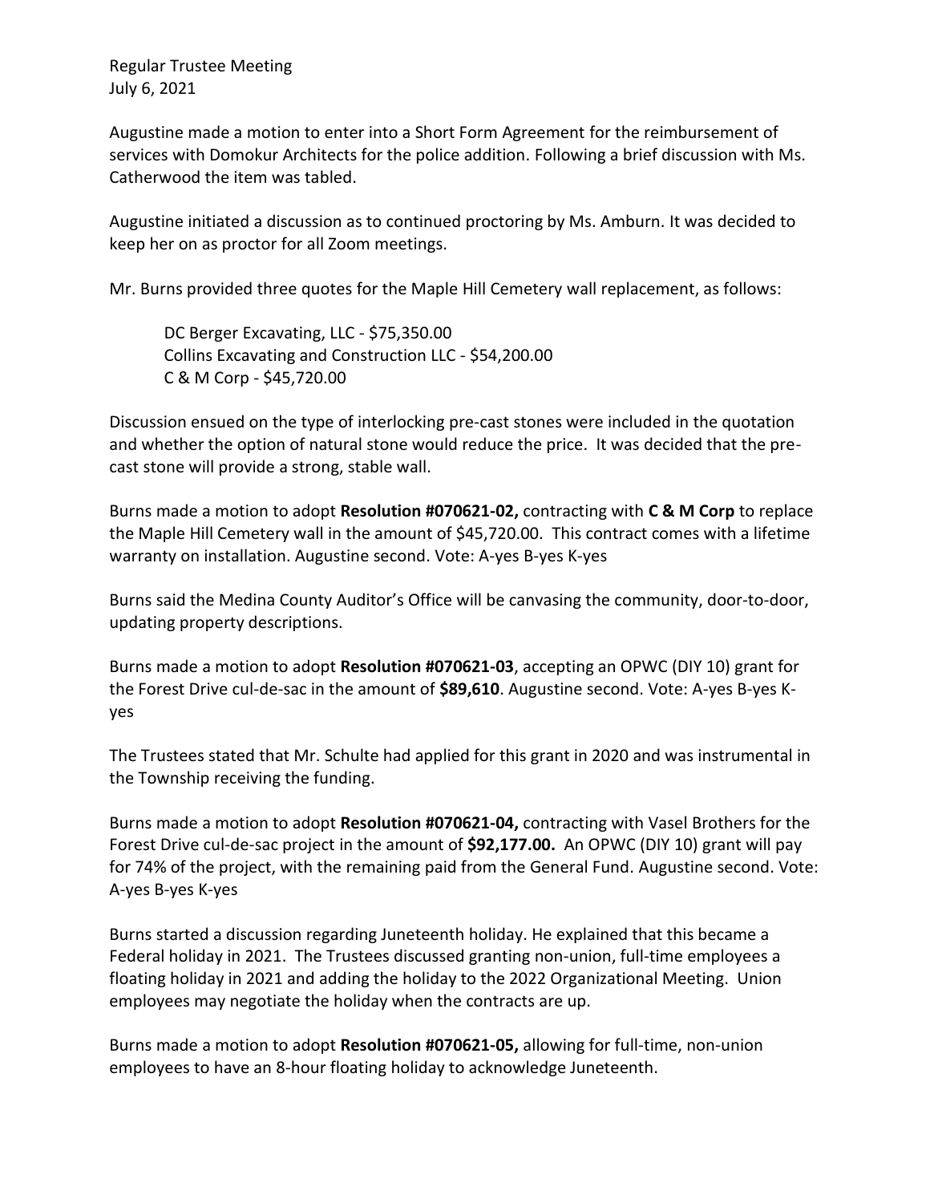Regular Trustee Meeting
July 6, 2021

Augustine made a motion to enter into a Short Form Agreement for the reimbursement of services with Domokur Architects for the police addition. Following a brief discussion with Ms. Catherwood the item was tabled.

Augustine initiated a discussion as to continued proctoring by Ms. Amburn. It was decided to keep her on as proctor for all Zoom meetings.

Mr. Burns provided three quotes for the Maple Hill Cemetery wall replacement, as follows:

> DC Berger Excavating, LLC - $75,350.00
> Collins Excavating and Construction LLC - $54,200.00
> C & M Corp - $45,720.00

Discussion ensued on the type of interlocking pre-cast stones were included in the quotation and whether the option of natural stone would reduce the price. It was decided that the pre-cast stone will provide a strong, stable wall.

Burns made a motion to adopt **Resolution #070621-02,** contracting with **C & M Corp** to replace the Maple Hill Cemetery wall in the amount of $45,720.00. This contract comes with a lifetime warranty on installation. Augustine second. Vote: A-yes B-yes K-yes

Burns said the Medina County Auditor's Office will be canvasing the community, door-to-door, updating property descriptions.

Burns made a motion to adopt **Resolution #070621-03**, accepting an OPWC (DIY 10) grant for the Forest Drive cul-de-sac in the amount of **$89,610**. Augustine second. Vote: A-yes B-yes K-yes

The Trustees stated that Mr. Schulte had applied for this grant in 2020 and was instrumental in the Township receiving the funding.

Burns made a motion to adopt **Resolution #070621-04,** contracting with Vasel Brothers for the Forest Drive cul-de-sac project in the amount of **$92,177.00.** An OPWC (DIY 10) grant will pay for 74% of the project, with the remaining paid from the General Fund. Augustine second. Vote: A-yes B-yes K-yes

Burns started a discussion regarding Juneteenth holiday. He explained that this became a Federal holiday in 2021. The Trustees discussed granting non-union, full-time employees a floating holiday in 2021 and adding the holiday to the 2022 Organizational Meeting. Union employees may negotiate the holiday when the contracts are up.

Burns made a motion to adopt **Resolution #070621-05,** allowing for full-time, non-union employees to have an 8-hour floating holiday to acknowledge Juneteenth.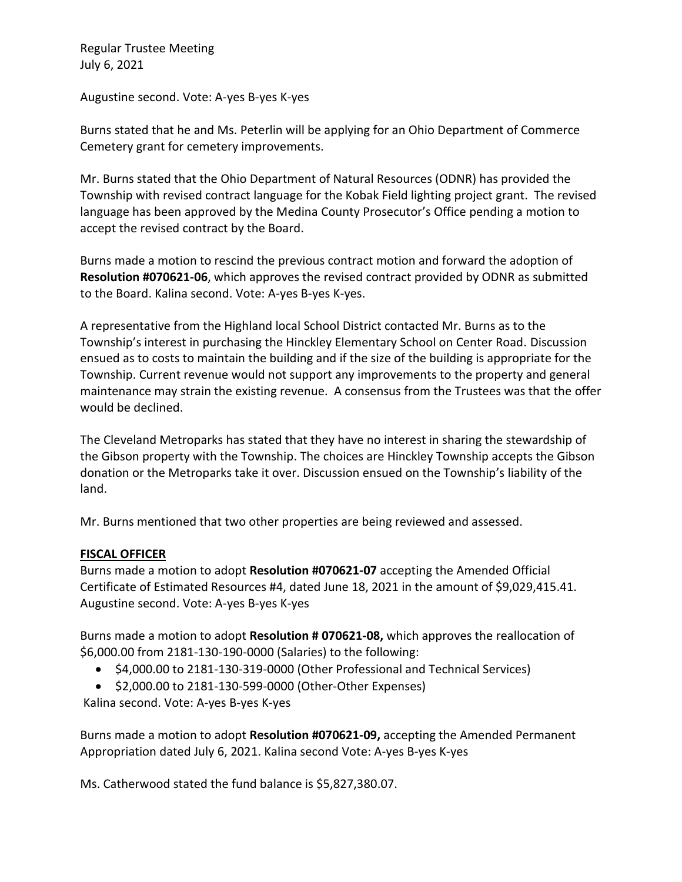Augustine second. Vote: A-yes B-yes K-yes

Burns stated that he and Ms. Peterlin will be applying for an Ohio Department of Commerce Cemetery grant for cemetery improvements.

Mr. Burns stated that the Ohio Department of Natural Resources (ODNR) has provided the Township with revised contract language for the Kobak Field lighting project grant. The revised language has been approved by the Medina County Prosecutor's Office pending a motion to accept the revised contract by the Board.

Burns made a motion to rescind the previous contract motion and forward the adoption of **Resolution #070621-06**, which approves the revised contract provided by ODNR as submitted to the Board. Kalina second. Vote: A-yes B-yes K-yes.

A representative from the Highland local School District contacted Mr. Burns as to the Township's interest in purchasing the Hinckley Elementary School on Center Road. Discussion ensued as to costs to maintain the building and if the size of the building is appropriate for the Township. Current revenue would not support any improvements to the property and general maintenance may strain the existing revenue. A consensus from the Trustees was that the offer would be declined.

The Cleveland Metroparks has stated that they have no interest in sharing the stewardship of the Gibson property with the Township. The choices are Hinckley Township accepts the Gibson donation or the Metroparks take it over. Discussion ensued on the Township's liability of the land.

Mr. Burns mentioned that two other properties are being reviewed and assessed.

**FISCAL OFFICER**

Burns made a motion to adopt **Resolution #070621-07** accepting the Amended Official Certificate of Estimated Resources #4, dated June 18, 2021 in the amount of $9,029,415.41. Augustine second. Vote: A-yes B-yes K-yes

Burns made a motion to adopt **Resolution # 070621-08,** which approves the reallocation of $6,000.00 from 2181-130-190-0000 (Salaries) to the following:

- $4,000.00 to 2181-130-319-0000 (Other Professional and Technical Services)
- $2,000.00 to 2181-130-599-0000 (Other-Other Expenses)

Kalina second. Vote: A-yes B-yes K-yes

Burns made a motion to adopt **Resolution #070621-09,** accepting the Amended Permanent Appropriation dated July 6, 2021. Kalina second Vote: A-yes B-yes K-yes

Ms. Catherwood stated the fund balance is $5,827,380.07.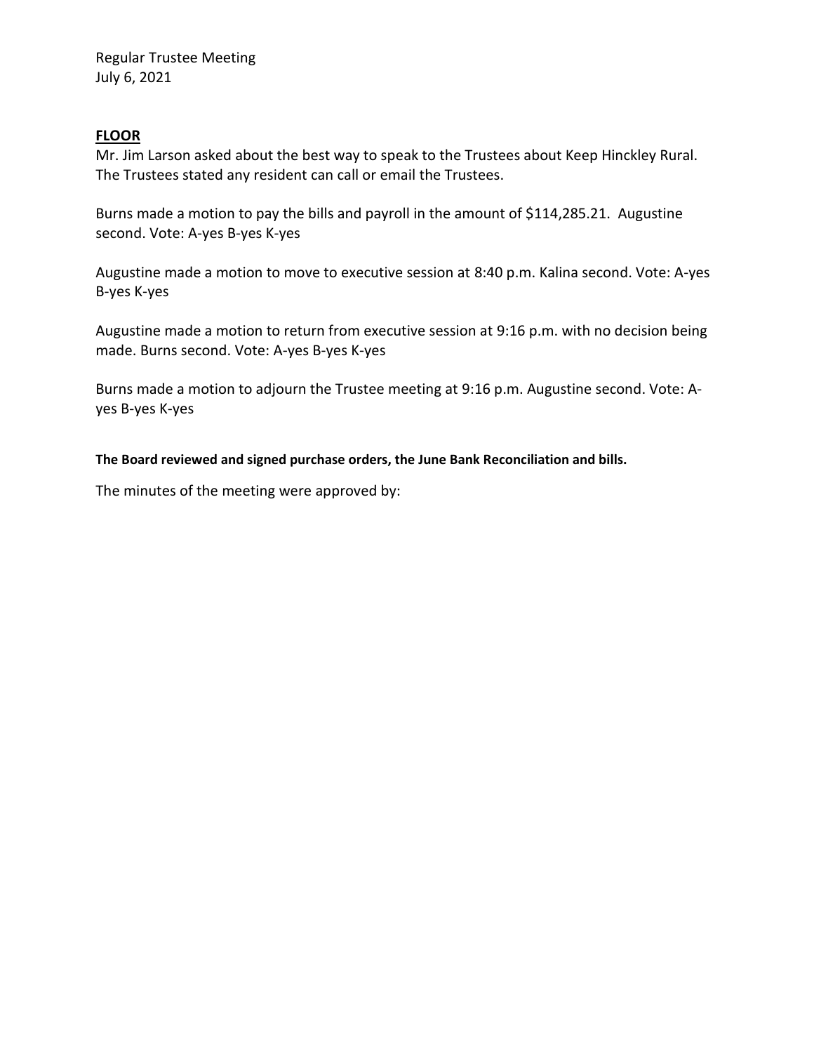**FLOOR**

Mr. Jim Larson asked about the best way to speak to the Trustees about Keep Hinckley Rural. The Trustees stated any resident can call or email the Trustees.

Burns made a motion to pay the bills and payroll in the amount of $114,285.21. Augustine second. Vote: A-yes B-yes K-yes

Augustine made a motion to move to executive session at 8:40 p.m. Kalina second. Vote: A-yes B-yes K-yes

Augustine made a motion to return from executive session at 9:16 p.m. with no decision being made. Burns second. Vote: A-yes B-yes K-yes

Burns made a motion to adjourn the Trustee meeting at 9:16 p.m. Augustine second. Vote: A-yes B-yes K-yes

**The Board reviewed and signed purchase orders, the June Bank Reconciliation and bills.**

The minutes of the meeting were approved by: